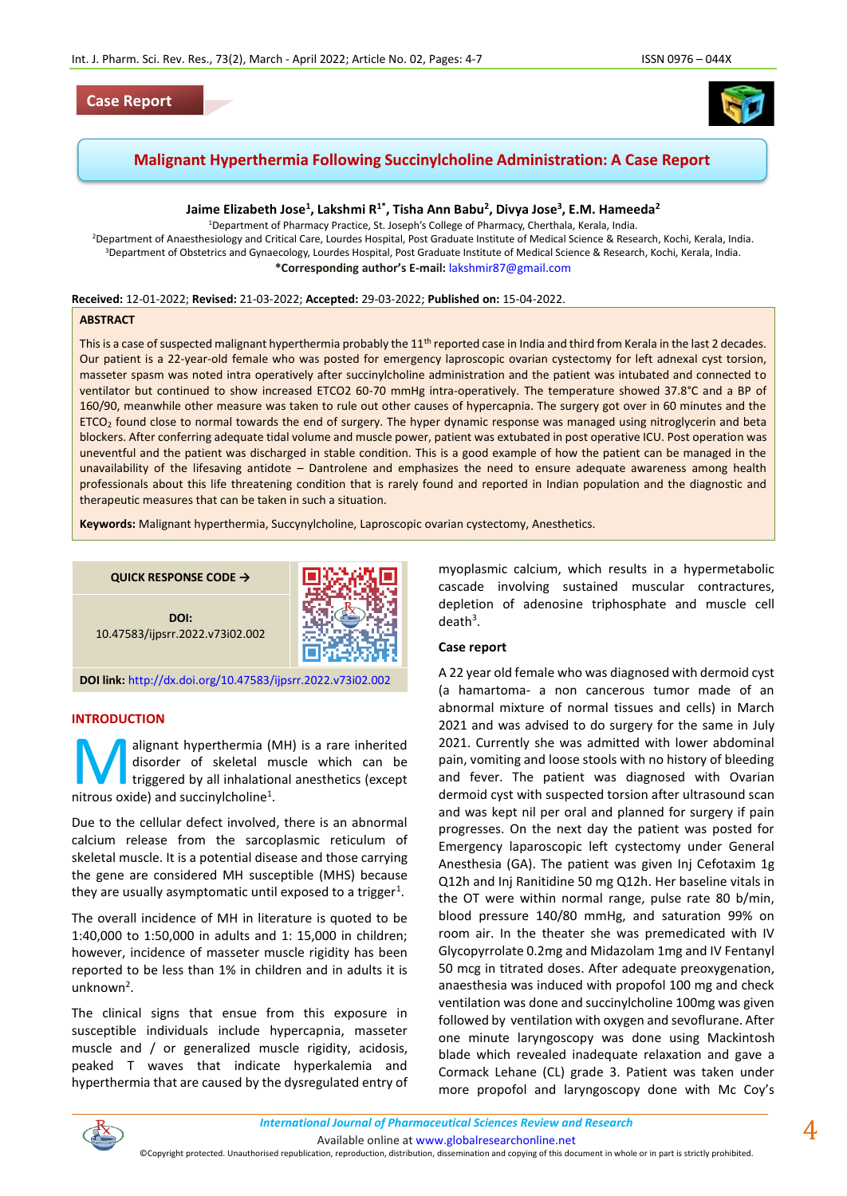Case Report

# Malignant Hyperthermia Following Succinylcholine Administration: A Case Report

**Jaime Elizabeth Jose[1], Lakshmi R[1*], Tisha Ann Babu[2], Divya Jose[3], E.M. Hameeda[2]**

[1]Department of Pharmacy Practice, St. Joseph's College of Pharmacy, Cherthala, Kerala, India.
[2]Department of Anaesthesiology and Critical Care, Lourdes Hospital, Post Graduate Institute of Medical Science & Research, Kochi, Kerala, India.
[3]Department of Obstetrics and Gynaecology, Lourdes Hospital, Post Graduate Institute of Medical Science & Research, Kochi, Kerala, India.
***Corresponding author's E-mail:** lakshmir87@gmail.com

**Received:** 12-01-2022; **Revised:** 21-03-2022; **Accepted:** 29-03-2022; **Published on:** 15-04-2022.

## ABSTRACT

This is a case of suspected malignant hyperthermia probably the 11th reported case in India and third from Kerala in the last 2 decades. Our patient is a 22-year-old female who was posted for emergency laproscopic ovarian cystectomy for left adnexal cyst torsion, masseter spasm was noted intra operatively after succinylcholine administration and the patient was intubated and connected to ventilator but continued to show increased ETCO2 60-70 mmHg intra-operatively. The temperature showed 37.8°C and a BP of 160/90, meanwhile other measure was taken to rule out other causes of hypercapnia. The surgery got over in 60 minutes and the $ETCO_2$ found close to normal towards the end of surgery. The hyper dynamic response was managed using nitroglycerin and beta blockers. After conferring adequate tidal volume and muscle power, patient was extubated in post operative ICU. Post operation was uneventful and the patient was discharged in stable condition. This is a good example of how the patient can be managed in the unavailability of the lifesaving antidote – Dantrolene and emphasizes the need to ensure adequate awareness among health professionals about this life threatening condition that is rarely found and reported in Indian population and the diagnostic and therapeutic measures that can be taken in such a situation.

**Keywords:** Malignant hyperthermia, Succynylcholine, Laproscopic ovarian cystectomy, Anesthetics.

**QUICK RESPONSE CODE →**

**DOI:** 10.47583/ijpsrr.2022.v73i02.002

**DOI link:** http://dx.doi.org/10.47583/ijpsrr.2022.v73i02.002

## INTRODUCTION

Malignant hyperthermia (MH) is a rare inherited disorder of skeletal muscle which can be triggered by all inhalational anesthetics (except nitrous oxide) and succinylcholine[1].

Due to the cellular defect involved, there is an abnormal calcium release from the sarcoplasmic reticulum of skeletal muscle. It is a potential disease and those carrying the gene are considered MH susceptible (MHS) because they are usually asymptomatic until exposed to a trigger[1].

The overall incidence of MH in literature is quoted to be 1:40,000 to 1:50,000 in adults and 1: 15,000 in children; however, incidence of masseter muscle rigidity has been reported to be less than 1% in children and in adults it is unknown[2].

The clinical signs that ensue from this exposure in susceptible individuals include hypercapnia, masseter muscle and / or generalized muscle rigidity, acidosis, peaked T waves that indicate hyperkalemia and hyperthermia that are caused by the dysregulated entry of myoplasmic calcium, which results in a hypermetabolic cascade involving sustained muscular contractures, depletion of adenosine triphosphate and muscle cell death[3].

### Case report

A 22 year old female who was diagnosed with dermoid cyst (a hamartoma- a non cancerous tumor made of an abnormal mixture of normal tissues and cells) in March 2021 and was advised to do surgery for the same in July 2021. Currently she was admitted with lower abdominal pain, vomiting and loose stools with no history of bleeding and fever. The patient was diagnosed with Ovarian dermoid cyst with suspected torsion after ultrasound scan and was kept nil per oral and planned for surgery if pain progresses. On the next day the patient was posted for Emergency laparoscopic left cystectomy under General Anesthesia (GA). The patient was given Inj Cefotaxim 1g Q12h and Inj Ranitidine 50 mg Q12h. Her baseline vitals in the OT were within normal range, pulse rate 80 b/min, blood pressure 140/80 mmHg, and saturation 99% on room air. In the theater she was premedicated with IV Glycopyrrolate 0.2mg and Midazolam 1mg and IV Fentanyl 50 mcg in titrated doses. After adequate preoxygenation, anaesthesia was induced with propofol 100 mg and check ventilation was done and succinylcholine 100mg was given followed by ventilation with oxygen and sevoflurane. After one minute laryngoscopy was done using Mackintosh blade which revealed inadequate relaxation and gave a Cormack Lehane (CL) grade 3. Patient was taken under more propofol and laryngoscopy done with Mc Coy's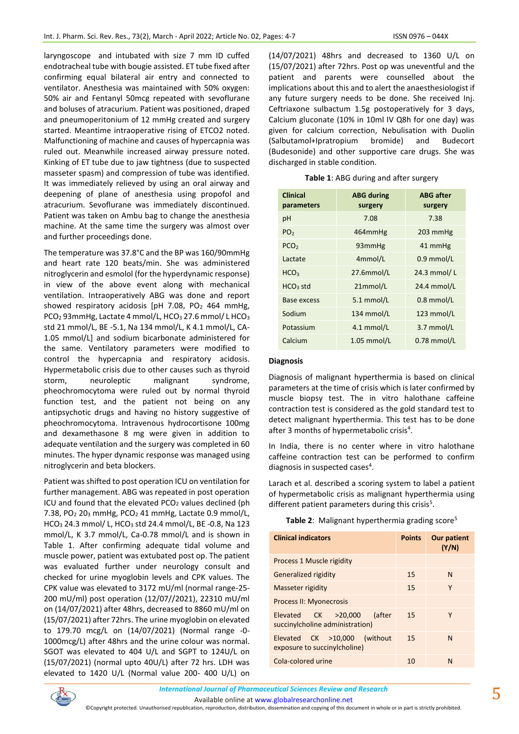laryngoscope and intubated with size 7 mm ID cuffed endotracheal tube with bougie assisted. ET tube fixed after confirming equal bilateral air entry and connected to ventilator. Anesthesia was maintained with 50% oxygen: 50% air and Fentanyl 50mcg repeated with sevoflurane and boluses of atracurium. Patient was positioned, draped and pneumoperitonium of 12 mmHg created and surgery started. Meantime intraoperative rising of ETCO2 noted. Malfunctioning of machine and causes of hypercapnia was ruled out. Meanwhile increased airway pressure noted. Kinking of ET tube due to jaw tightness (due to suspected masseter spasm) and compression of tube was identified. It was immediately relieved by using an oral airway and deepening of plane of anesthesia using propofol and atracurium. Sevoflurane was immediately discontinued. Patient was taken on Ambu bag to change the anesthesia machine. At the same time the surgery was almost over and further proceedings done.

The temperature was 37.8°C and the BP was 160/90mmHg and heart rate 120 beats/min. She was administered nitroglycerin and esmolol (for the hyperdynamic response) in view of the above event along with mechanical ventilation. Intraoperatively ABG was done and report showed respiratory acidosis [pH 7.08, $PO_2$ 464 mmHg, $PCO_2$ 93mmHg, Lactate 4 mmol/L, $HCO_3$ 27.6 mmol/ L $HCO_3$ std 21 mmol/L, BE -5.1, Na 134 mmol/L, K 4.1 mmol/L, CA-1.05 mmol/L] and sodium bicarbonate administered for the same. Ventilatory parameters were modified to control the hypercapnia and respiratory acidosis. Hypermetabolic crisis due to other causes such as thyroid storm, neuroleptic malignant syndrome, pheochromocytoma were ruled out by normal thyroid function test, and the patient not being on any antipsychotic drugs and having no history suggestive of pheochromocytoma. Intravenous hydrocortisone 100mg and dexamethasone 8 mg were given in addition to adequate ventilation and the surgery was completed in 60 minutes. The hyper dynamic response was managed using nitroglycerin and beta blockers.

Patient was shifted to post operation ICU on ventilation for further management. ABG was repeated in post operation ICU and found that the elevated $PCO_2$ values declined (ph 7.38, $PO_2$ 203 mmHg, $PCO_2$ 41 mmHg, Lactate 0.9 mmol/L, $HCO_3$ 24.3 mmol/ L, $HCO_3$ std 24.4 mmol/L, BE -0.8, Na 123 mmol/L, K 3.7 mmol/L, Ca-0.78 mmol/L and is shown in Table 1. After confirming adequate tidal volume and muscle power, patient was extubated post op. The patient was evaluated further under neurology consult and checked for urine myoglobin levels and CPK values. The CPK value was elevated to 3172 mU/ml (normal range-25-200 mU/ml) post operation (12/07//2021), 22310 mU/ml on (14/07/2021) after 48hrs, decreased to 8860 mU/ml on (15/07/2021) after 72hrs. The urine myoglobin on elevated to 179.70 mcg/L on (14/07/2021) (Normal range -0-1000mcg/L) after 48hrs and the urine colour was normal. SGOT was elevated to 404 U/L and SGPT to 124U/L on (15/07/2021) (normal upto 40U/L) after 72 hrs. LDH was elevated to 1420 U/L (Normal value 200- 400 U/L) on (14/07/2021) 48hrs and decreased to 1360 U/L on (15/07/2021) after 72hrs. Post op was uneventful and the patient and parents were counselled about the implications about this and to alert the anaesthesiologist if any future surgery needs to be done. She received Inj. Ceftriaxone sulbactum 1.5g postoperatively for 3 days, Calcium gluconate (10% in 10ml IV Q8h for one day) was given for calcium correction, Nebulisation with Duolin (Salbutamol+Ipratropium bromide) and Budecort (Budesonide) and other supportive care drugs. She was discharged in stable condition.

**Table 1**: ABG during and after surgery

| Clinical parameters | ABG during surgery | ABG after surgery |
|---|---|---|
| pH | 7.08 | 7.38 |
| $PO_2$ | 464mmHg | 203 mmHg |
| $PCO_2$ | 93mmHg | 41 mmHg |
| Lactate | 4mmol/L | 0.9 mmol/L |
| $HCO_3$ | 27.6mmol/L | 24.3 mmol/ L |
| $HCO_3$ std | 21mmol/L | 24.4 mmol/L |
| Base excess | 5.1 mmol/L | 0.8 mmol/L |
| Sodium | 134 mmol/L | 123 mmol/L |
| Potassium | 4.1 mmol/L | 3.7 mmol/L |
| Calcium | 1.05 mmol/L | 0.78 mmol/L |

## Diagnosis

Diagnosis of malignant hyperthermia is based on clinical parameters at the time of crisis which is later confirmed by muscle biopsy test. The in vitro halothane caffeine contraction test is considered as the gold standard test to detect malignant hyperthermia. This test has to be done after 3 months of hypermetabolic crisis[4].

In India, there is no center where in vitro halothane caffeine contraction test can be performed to confirm diagnosis in suspected cases[4].

Larach et al. described a scoring system to label a patient of hypermetabolic crisis as malignant hyperthermia using different patient parameters during this crisis[5].

**Table 2**: Malignant hyperthermia grading score[5]

| Clinical indicators | Points | Our patient (Y/N) |
|---|---|---|
| Process 1 Muscle rigidity | | |
| Generalized rigidity | 15 | N |
| Masseter rigidity | 15 | Y |
| Process II: Myonecrosis | | |
| Elevated CK >20,000 (after succinylcholine administration) | 15 | Y |
| Elevated CK >10,000 (without exposure to succinylcholine) | 15 | N |
| Cola-colored urine | 10 | N |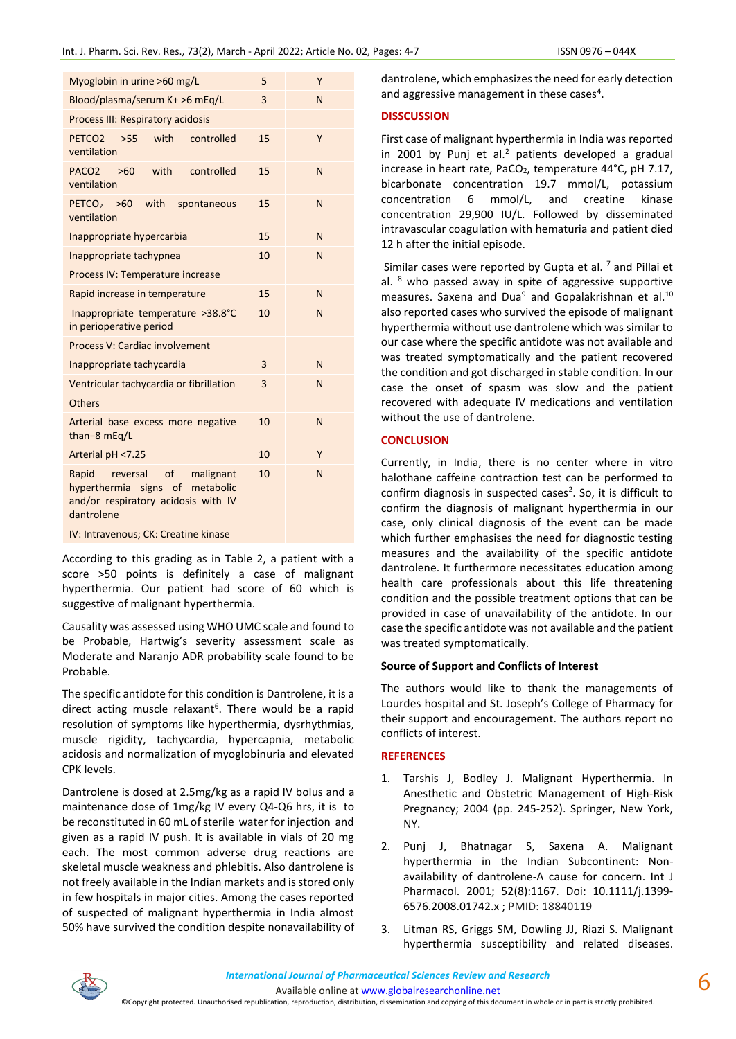| Myoglobin in urine >60 mg/L | 5 | Y |
|---|---|---|
| Blood/plasma/serum K+ >6 mEq/L | 3 | N |
| Process III: Respiratory acidosis | | |
| PETCO2 >55 with controlled ventilation | 15 | Y |
| PACO2 >60 with controlled ventilation | 15 | N |
| $PETCO_2$ >60 with spontaneous ventilation | 15 | N |
| Inappropriate hypercarbia | 15 | N |
| Inappropriate tachypnea | 10 | N |
| Process IV: Temperature increase | | |
| Rapid increase in temperature | 15 | N |
| Inappropriate temperature >38.8°C in perioperative period | 10 | N |
| Process V: Cardiac involvement | | |
| Inappropriate tachycardia | 3 | N |
| Ventricular tachycardia or fibrillation | 3 | N |
| Others | | |
| Arterial base excess more negative than–8 mEq/L | 10 | N |
| Arterial pH <7.25 | 10 | Y |
| Rapid reversal of malignant hyperthermia signs of metabolic and/or respiratory acidosis with IV dantrolene | 10 | N |
| IV: Intravenous; CK: Creatine kinase | | |

According to this grading as in Table 2, a patient with a score >50 points is definitely a case of malignant hyperthermia. Our patient had score of 60 which is suggestive of malignant hyperthermia.

Causality was assessed using WHO UMC scale and found to be Probable, Hartwig's severity assessment scale as Moderate and Naranjo ADR probability scale found to be Probable.

The specific antidote for this condition is Dantrolene, it is a direct acting muscle relaxant[6]. There would be a rapid resolution of symptoms like hyperthermia, dysrhythmias, muscle rigidity, tachycardia, hypercapnia, metabolic acidosis and normalization of myoglobinuria and elevated CPK levels.

Dantrolene is dosed at 2.5mg/kg as a rapid IV bolus and a maintenance dose of 1mg/kg IV every Q4-Q6 hrs, it is to be reconstituted in 60 mL of sterile water for injection and given as a rapid IV push. It is available in vials of 20 mg each. The most common adverse drug reactions are skeletal muscle weakness and phlebitis. Also dantrolene is not freely available in the Indian markets and is stored only in few hospitals in major cities. Among the cases reported of suspected of malignant hyperthermia in India almost 50% have survived the condition despite nonavailability of dantrolene, which emphasizes the need for early detection and aggressive management in these cases[4].

## DISSCUSSION

First case of malignant hyperthermia in India was reported in 2001 by Punj et al.[2] patients developed a gradual increase in heart rate, $PaCO_2$, temperature 44°C, pH 7.17, bicarbonate concentration 19.7 mmol/L, potassium concentration 6 mmol/L, and creatine kinase concentration 29,900 IU/L. Followed by disseminated intravascular coagulation with hematuria and patient died 12 h after the initial episode.

Similar cases were reported by Gupta et al. [7] and Pillai et al. [8] who passed away in spite of aggressive supportive measures. Saxena and Dua[9] and Gopalakrishnan et al.[10] also reported cases who survived the episode of malignant hyperthermia without use dantrolene which was similar to our case where the specific antidote was not available and was treated symptomatically and the patient recovered the condition and got discharged in stable condition. In our case the onset of spasm was slow and the patient recovered with adequate IV medications and ventilation without the use of dantrolene.

## CONCLUSION

Currently, in India, there is no center where in vitro halothane caffeine contraction test can be performed to confirm diagnosis in suspected cases[2]. So, it is difficult to confirm the diagnosis of malignant hyperthermia in our case, only clinical diagnosis of the event can be made which further emphasises the need for diagnostic testing measures and the availability of the specific antidote dantrolene. It furthermore necessitates education among health care professionals about this life threatening condition and the possible treatment options that can be provided in case of unavailability of the antidote. In our case the specific antidote was not available and the patient was treated symptomatically.

### Source of Support and Conflicts of Interest

The authors would like to thank the managements of Lourdes hospital and St. Joseph's College of Pharmacy for their support and encouragement. The authors report no conflicts of interest.

## REFERENCES

1. Tarshis J, Bodley J. Malignant Hyperthermia. In Anesthetic and Obstetric Management of High-Risk Pregnancy; 2004 (pp. 245-252). Springer, New York, NY.
2. Punj J, Bhatnagar S, Saxena A. Malignant hyperthermia in the Indian Subcontinent: Non-availability of dantrolene-A cause for concern. Int J Pharmacol. 2001; 52(8):1167. Doi: 10.1111/j.1399-6576.2008.01742.x ; PMID: 18840119
3. Litman RS, Griggs SM, Dowling JJ, Riazi S. Malignant hyperthermia susceptibility and related diseases.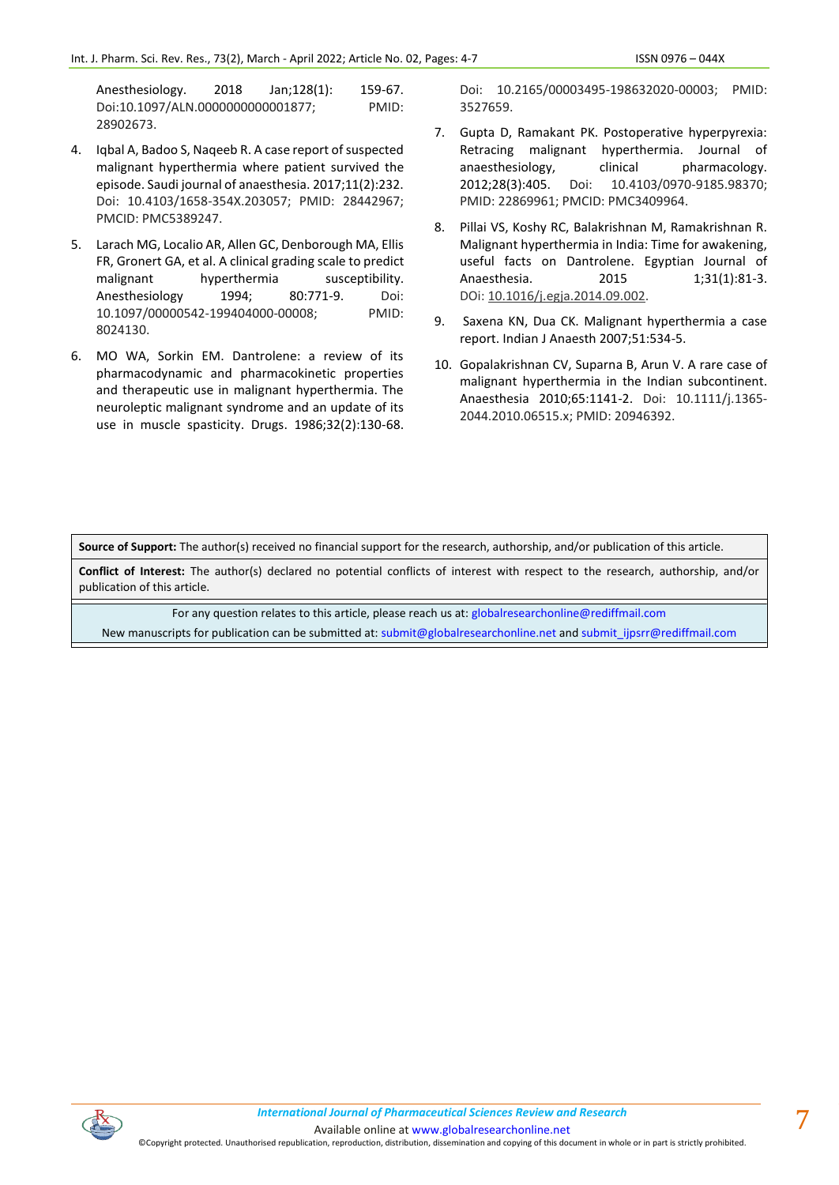Anesthesiology. 2018 Jan;128(1): 159-67. Doi:10.1097/ALN.0000000000001877; PMID: 28902673.

4. Iqbal A, Badoo S, Naqeeb R. A case report of suspected malignant hyperthermia where patient survived the episode. Saudi journal of anaesthesia. 2017;11(2):232. Doi: 10.4103/1658-354X.203057; PMID: 28442967; PMCID: PMC5389247.

5. Larach MG, Localio AR, Allen GC, Denborough MA, Ellis FR, Gronert GA, et al. A clinical grading scale to predict malignant hyperthermia susceptibility. Anesthesiology 1994; 80:771-9. Doi: 10.1097/00000542-199404000-00008; PMID: 8024130.

6. MO WA, Sorkin EM. Dantrolene: a review of its pharmacodynamic and pharmacokinetic properties and therapeutic use in malignant hyperthermia. The neuroleptic malignant syndrome and an update of its use in muscle spasticity. Drugs. 1986;32(2):130-68. Doi: 10.2165/00003495-198632020-00003; PMID: 3527659.

7. Gupta D, Ramakant PK. Postoperative hyperpyrexia: Retracing malignant hyperthermia. Journal of anaesthesiology, clinical pharmacology. 2012;28(3):405. Doi: 10.4103/0970-9185.98370; PMID: 22869961; PMCID: PMC3409964.

8. Pillai VS, Koshy RC, Balakrishnan M, Ramakrishnan R. Malignant hyperthermia in India: Time for awakening, useful facts on Dantrolene. Egyptian Journal of Anaesthesia. 2015 1;31(1):81-3. DOi: 10.1016/j.egja.2014.09.002.

9. Saxena KN, Dua CK. Malignant hyperthermia a case report. Indian J Anaesth 2007;51:534-5.

10. Gopalakrishnan CV, Suparna B, Arun V. A rare case of malignant hyperthermia in the Indian subcontinent. Anaesthesia 2010;65:1141-2. Doi: 10.1111/j.1365-2044.2010.06515.x; PMID: 20946392.

**Source of Support:** The author(s) received no financial support for the research, authorship, and/or publication of this article.

**Conflict of Interest:** The author(s) declared no potential conflicts of interest with respect to the research, authorship, and/or publication of this article.

For any question relates to this article, please reach us at: globalresearchonline@rediffmail.com

New manuscripts for publication can be submitted at: submit@globalresearchonline.net and submit_ijpsrr@rediffmail.com